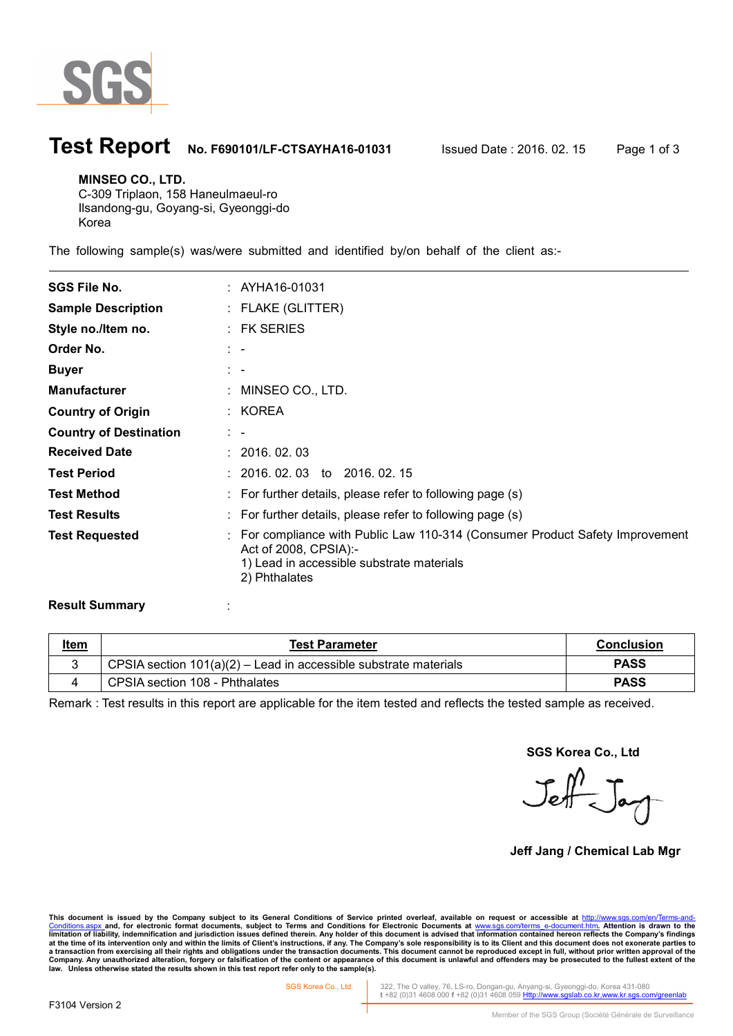# Test Report

**No. F690101/LF-CTSAYHA16-01031** Issued Date : 2016. 02. 15

**MINSEO CO., LTD.**
C-309 Triplaon, 158 Haneulmaeul-ro
Ilsandong-gu, Goyang-si, Gyeonggi-do
Korea

The following sample(s) was/were submitted and identified by/on behalf of the client as:-

| | |
|---|---|
| **SGS File No.** | : AYHA16-01031 |
| **Sample Description** | : FLAKE (GLITTER) |
| **Style no./Item no.** | : FK SERIES |
| **Order No.** | : - |
| **Buyer** | : - |
| **Manufacturer** | : MINSEO CO., LTD. |
| **Country of Origin** | : KOREA |
| **Country of Destination** | : - |
| **Received Date** | : 2016. 02. 03 |
| **Test Period** | : 2016. 02. 03 to 2016. 02. 15 |
| **Test Method** | : For further details, please refer to following page (s) |
| **Test Results** | : For further details, please refer to following page (s) |
| **Test Requested** | : For compliance with Public Law 110-314 (Consumer Product Safety Improvement Act of 2008, CPSIA):-<br>1) Lead in accessible substrate materials<br>2) Phthalates |

**Result Summary** :

| Item | Test Parameter | Conclusion |
|---|---|---|
| 3 | CPSIA section 101(a)(2) – Lead in accessible substrate materials | **PASS** |
| 4 | CPSIA section 108 - Phthalates | **PASS** |

Remark : Test results in this report are applicable for the item tested and reflects the tested sample as received.

**SGS Korea Co., Ltd**

Jeff Jang

**Jeff Jang / Chemical Lab Mgr**

**This document is issued by the Company subject to its General Conditions of Service printed overleaf, available on request or accessible at http://www.sgs.com/en/Terms-and-Conditions.aspx and, for electronic format documents, subject to Terms and Conditions for Electronic Documents at www.sgs.com/terms_e-document.htm. Attention is drawn to the limitation of liability, indemnification and jurisdiction issues defined therein. Any holder of this document is advised that information contained hereon reflects the Company's findings at the time of its intervention only and within the limits of Client's instructions, if any. The Company's sole responsibility is to its Client and this document does not exonerate parties to a transaction from exercising all their rights and obligations under the transaction documents. This document cannot be reproduced except in full, without prior written approval of the Company. Any unauthorized alteration, forgery or falsification of the content or appearance of this document is unlawful and offenders may be prosecuted to the fullest extent of the law. Unless otherwise stated the results shown in this test report refer only to the sample(s).**

SGS Korea Co., Ltd. | 322, The O valley, 76, LS-ro, Dongan-gu, Anyang-si, Gyeonggi-do, Korea 431-080
t +82 (0)31 4608 000 f +82 (0)31 4608 059 Http://www.sgslab.co.kr,www.kr.sgs.com/greenlab

F3104 Version 2

Member of the SGS Group (Société Générale de Surveillance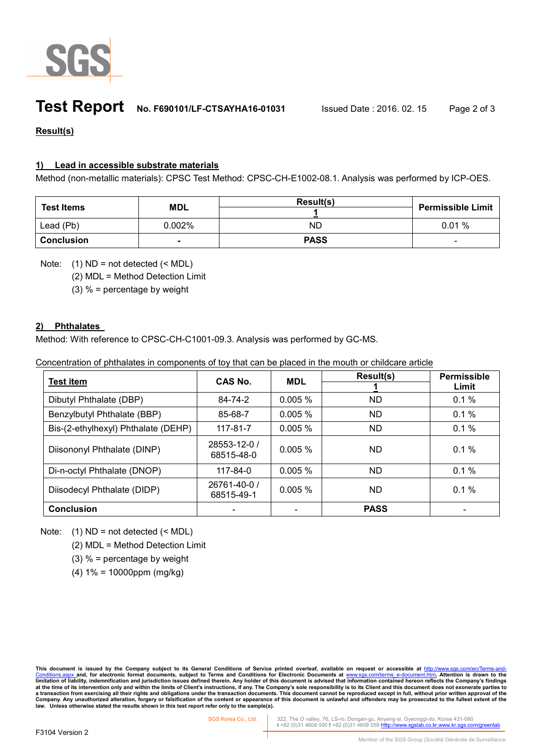**Result(s)**

**1) Lead in accessible substrate materials**

Method (non-metallic materials): CPSC Test Method: CPSC-CH-E1002-08.1. Analysis was performed by ICP-OES.

| Test Items | MDL | Result(s) | Permissible Limit |
|---|---|---|---|
| | | 1 | |
| Lead (Pb) | 0.002% | ND | 0.01 % |
| **Conclusion** | - | **PASS** | - |

Note: (1) ND = not detected (< MDL)

(2) MDL = Method Detection Limit

(3) % = percentage by weight

**2) Phthalates**

Method: With reference to CPSC-CH-C1001-09.3. Analysis was performed by GC-MS.

Concentration of phthalates in components of toy that can be placed in the mouth or childcare article

| Test item | CAS No. | MDL | Result(s) | Permissible Limit |
|---|---|---|---|---|
| | | | 1 | |
| Dibutyl Phthalate (DBP) | 84-74-2 | 0.005 % | ND | 0.1 % |
| Benzylbutyl Phthalate (BBP) | 85-68-7 | 0.005 % | ND | 0.1 % |
| Bis-(2-ethylhexyl) Phthalate (DEHP) | 117-81-7 | 0.005 % | ND | 0.1 % |
| Diisononyl Phthalate (DINP) | 28553-12-0 / 68515-48-0 | 0.005 % | ND | 0.1 % |
| Di-n-octyl Phthalate (DNOP) | 117-84-0 | 0.005 % | ND | 0.1 % |
| Diisodecyl Phthalate (DIDP) | 26761-40-0 / 68515-49-1 | 0.005 % | ND | 0.1 % |
| **Conclusion** | - | - | **PASS** | - |

Note: (1) ND = not detected (< MDL)

(2) MDL = Method Detection Limit

(3) % = percentage by weight

(4) 1% = 10000ppm (mg/kg)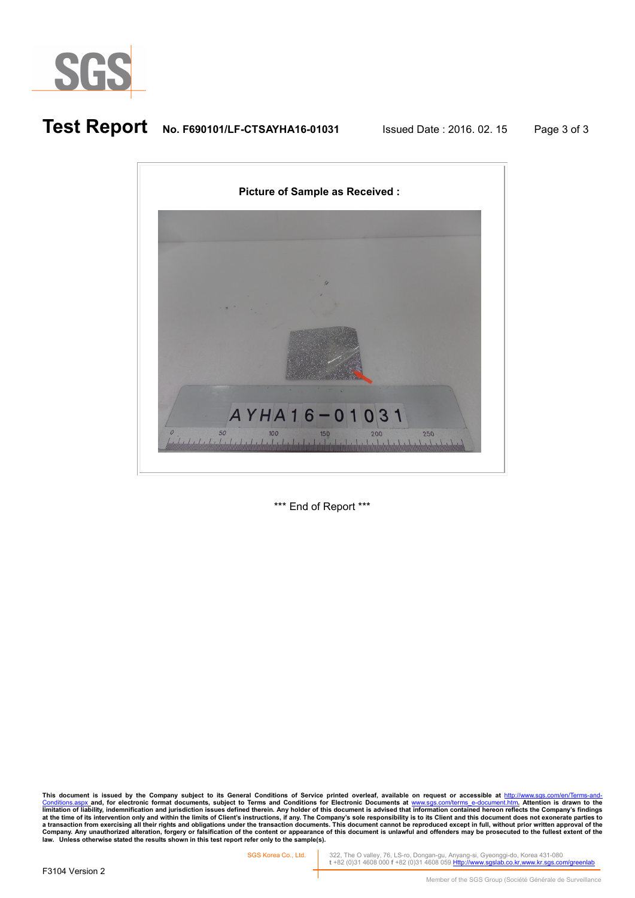# Test Report

**No. F690101/LF-CTSAYHA16-01031** Issued Date : 2016. 02. 15

**Picture of Sample as Received :**

\*\*\* End of Report \*\*\*

**This document is issued by the Company subject to its General Conditions of Service printed overleaf, available on request or accessible at http://www.sgs.com/en/Terms-and-Conditions.aspx and, for electronic format documents, subject to Terms and Conditions for Electronic Documents at www.sgs.com/terms_e-document.htm. Attention is drawn to the limitation of liability, indemnification and jurisdiction issues defined therein. Any holder of this document is advised that information contained hereon reflects the Company's findings at the time of its intervention only and within the limits of Client's instructions, if any. The Company's sole responsibility is to its Client and this document does not exonerate parties to a transaction from exercising all their rights and obligations under the transaction documents. This document cannot be reproduced except in full, without prior written approval of the Company. Any unauthorized alteration, forgery or falsification of the content or appearance of this document is unlawful and offenders may be prosecuted to the fullest extent of the law. Unless otherwise stated the results shown in this test report refer only to the sample(s).**

SGS Korea Co., Ltd. 322, The O valley, 76, LS-ro, Dongan-gu, Anyang-si, Gyeonggi-do, Korea 431-080
t +82 (0)31 4608 000 f +82 (0)31 4608 059 Http://www.sgslab.co.kr,www.kr.sgs.com/greenlab

F3104 Version 2

Member of the SGS Group (Société Générale de Surveillance